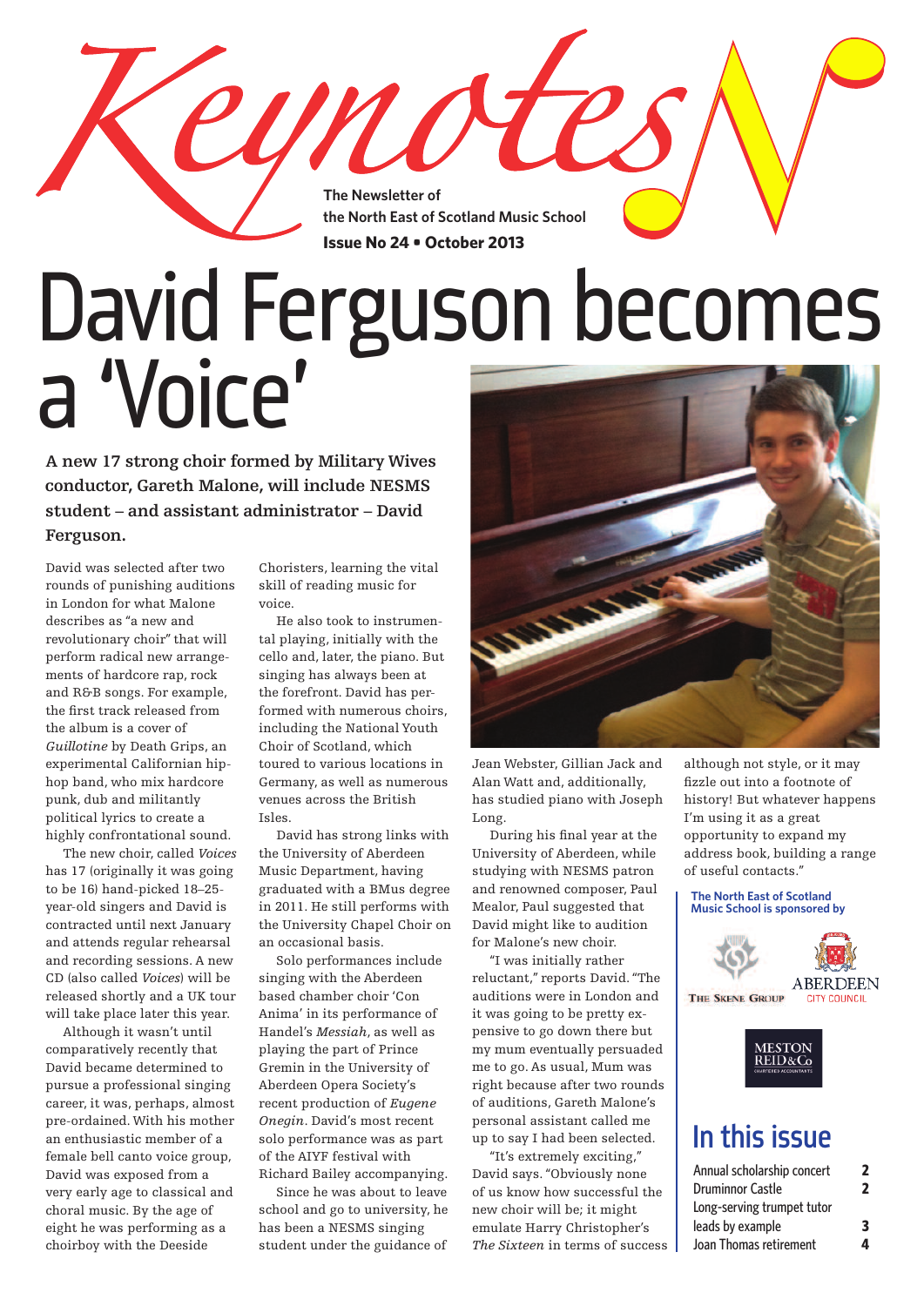# Keynotes

**The Newsletter of the North East of Scotland Music School**

**Issue No 24 • October 2013**

# David Ferguson becomes a 'Voice'

**A new 17 strong choir formed by Military Wives conductor, Gareth Malone, will include NESMS student – and assistant administrator – David Ferguson.**

David was selected after two rounds of punishing auditions in London for what Malone describes as "a new and revolutionary choir" that will perform radical new arrangements of hardcore rap, rock and R&B songs. For example, the first track released from the album is a cover of *Guillotine* by Death Grips, an experimental Californian hip-hop band, who mix hardcore punk, dub and militantly political lyrics to create a highly confrontational sound.

The new choir, called *Voices* has 17 (originally it was going to be 16) hand-picked 18–25-year-old singers and David is contracted until next January and attends regular rehearsal and recording sessions. A new CD (also called *Voices*) will be released shortly and a UK tour will take place later this year.

Although it wasn't until comparatively recently that David became determined to pursue a professional singing career, it was, perhaps, almost pre-ordained. With his mother an enthusiastic member of a female bell canto voice group, David was exposed from a very early age to classical and choral music. By the age of eight he was performing as a choirboy with the Deeside Choristers, learning the vital skill of reading music for voice.

He also took to instrumental playing, initially with the cello and, later, the piano. But singing has always been at the forefront. David has performed with numerous choirs, including the National Youth Choir of Scotland, which toured to various locations in Germany, as well as numerous venues across the British Isles.

David has strong links with the University of Aberdeen Music Department, having graduated with a BMus degree in 2011. He still performs with the University Chapel Choir on an occasional basis.

Solo performances include singing with the Aberdeen based chamber choir 'Con Anima' in its performance of Handel's *Messiah*, as well as playing the part of Prince Gremin in the University of Aberdeen Opera Society's recent production of *Eugene Onegin*. David's most recent solo performance was as part of the AIYF festival with Richard Bailey accompanying.

Since he was about to leave school and go to university, he has been a NESMS singing student under the guidance of Jean Webster, Gillian Jack and Alan Watt and, additionally, has studied piano with Joseph Long.

During his final year at the University of Aberdeen, while studying with NESMS patron and renowned composer, Paul Mealor, Paul suggested that David might like to audition for Malone's new choir.

"I was initially rather reluctant," reports David. "The auditions were in London and it was going to be pretty expensive to go down there but my mum eventually persuaded me to go. As usual, Mum was right because after two rounds of auditions, Gareth Malone's personal assistant called me up to say I had been selected.

"It's extremely exciting," David says. "Obviously none of us know how successful the new choir will be; it might emulate Harry Christopher's *The Sixteen* in terms of success although not style, or it may fizzle out into a footnote of history! But whatever happens I'm using it as a great opportunity to expand my address book, building a range of useful contacts."

**The North East of Scotland Music School is sponsored by**

The Skene Group · Aberdeen City Council · Meston Reid & Co Chartered Accountants

## In this issue

| | |
|---|---|
| Annual scholarship concert | 2 |
| Druminnor Castle | 2 |
| Long-serving trumpet tutor leads by example | 3 |
| Joan Thomas retirement | 4 |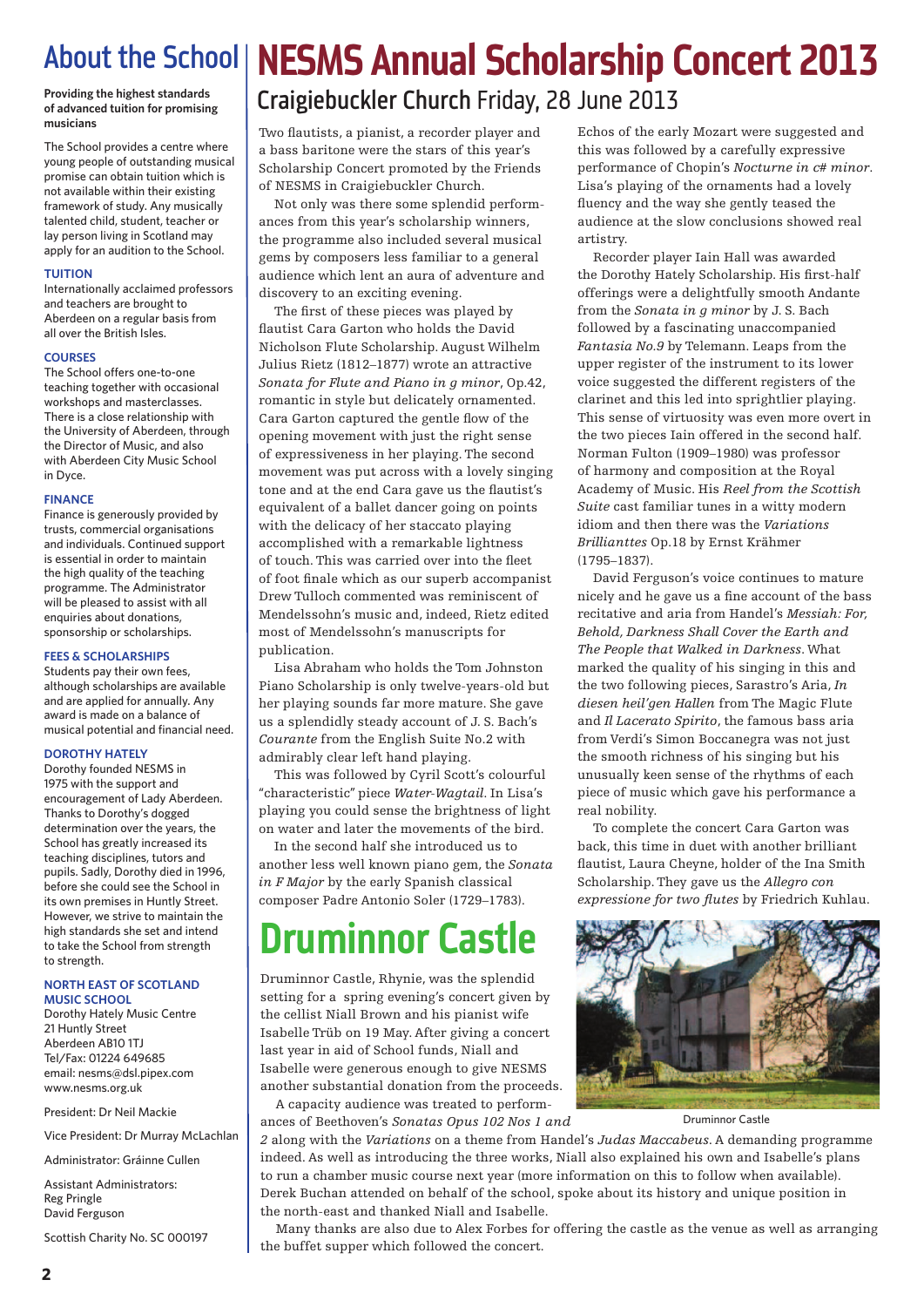# About the School

**Providing the highest standards of advanced tuition for promising musicians**

The School provides a centre where young people of outstanding musical promise can obtain tuition which is not available within their existing framework of study. Any musically talented child, student, teacher or lay person living in Scotland may apply for an audition to the School.

### TUITION

Internationally acclaimed professors and teachers are brought to Aberdeen on a regular basis from all over the British Isles.

### COURSES

The School offers one-to-one teaching together with occasional workshops and masterclasses. There is a close relationship with the University of Aberdeen, through the Director of Music, and also with Aberdeen City Music School in Dyce.

### FINANCE

Finance is generously provided by trusts, commercial organisations and individuals. Continued support is essential in order to maintain the high quality of the teaching programme. The Administrator will be pleased to assist with all enquiries about donations, sponsorship or scholarships.

### FEES & SCHOLARSHIPS

Students pay their own fees, although scholarships are available and are applied for annually. Any award is made on a balance of musical potential and financial need.

### DOROTHY HATELY

Dorothy founded NESMS in 1975 with the support and encouragement of Lady Aberdeen. Thanks to Dorothy's dogged determination over the years, the School has greatly increased its teaching disciplines, tutors and pupils. Sadly, Dorothy died in 1996, before she could see the School in its own premises in Huntly Street. However, we strive to maintain the high standards she set and intend to take the School from strength to strength.

### NORTH EAST OF SCOTLAND MUSIC SCHOOL

Dorothy Hately Music Centre
21 Huntly Street
Aberdeen AB10 1TJ
Tel/Fax: 01224 649685
email: nesms@dsl.pipex.com
www.nesms.org.uk

President: Dr Neil Mackie

Vice President: Dr Murray McLachlan

Administrator: Gráinne Cullen

Assistant Administrators:
Reg Pringle
David Ferguson

Scottish Charity No. SC 000197

# NESMS Annual Scholarship Concert 2013

## Craigiebuckler Church Friday, 28 June 2013

Two flautists, a pianist, a recorder player and a bass baritone were the stars of this year's Scholarship Concert promoted by the Friends of NESMS in Craigiebuckler Church.

Not only was there some splendid performances from this year's scholarship winners, the programme also included several musical gems by composers less familiar to a general audience which lent an aura of adventure and discovery to an exciting evening.

The first of these pieces was played by flautist Cara Garton who holds the David Nicholson Flute Scholarship. August Wilhelm Julius Rietz (1812–1877) wrote an attractive *Sonata for Flute and Piano in g minor*, Op.42, romantic in style but delicately ornamented. Cara Garton captured the gentle flow of the opening movement with just the right sense of expressiveness in her playing. The second movement was put across with a lovely singing tone and at the end Cara gave us the flautist's equivalent of a ballet dancer going on points with the delicacy of her staccato playing accomplished with a remarkable lightness of touch. This was carried over into the fleet of foot finale which as our superb accompanist Drew Tulloch commented was reminiscent of Mendelssohn's music and, indeed, Rietz edited most of Mendelssohn's manuscripts for publication.

Lisa Abraham who holds the Tom Johnston Piano Scholarship is only twelve-years-old but her playing sounds far more mature. She gave us a splendidly steady account of J. S. Bach's *Courante* from the English Suite No.2 with admirably clear left hand playing.

This was followed by Cyril Scott's colourful "characteristic" piece *Water-Wagtail*. In Lisa's playing you could sense the brightness of light on water and later the movements of the bird.

In the second half she introduced us to another less well known piano gem, the *Sonata in F Major* by the early Spanish classical composer Padre Antonio Soler (1729–1783).

Echos of the early Mozart were suggested and this was followed by a carefully expressive performance of Chopin's *Nocturne in c# minor*. Lisa's playing of the ornaments had a lovely fluency and the way she gently teased the audience at the slow conclusions showed real artistry.

Recorder player Iain Hall was awarded the Dorothy Hately Scholarship. His first-half offerings were a delightfully smooth Andante from the *Sonata in g minor* by J. S. Bach followed by a fascinating unaccompanied *Fantasia No.9* by Telemann. Leaps from the upper register of the instrument to its lower voice suggested the different registers of the clarinet and this led into sprightlier playing. This sense of virtuosity was even more overt in the two pieces Iain offered in the second half. Norman Fulton (1909–1980) was professor of harmony and composition at the Royal Academy of Music. His *Reel from the Scottish Suite* cast familiar tunes in a witty modern idiom and then there was the *Variations Brillianttes* Op.18 by Ernst Krähmer (1795–1837).

David Ferguson's voice continues to mature nicely and he gave us a fine account of the bass recitative and aria from Handel's *Messiah: For, Behold, Darkness Shall Cover the Earth and The People that Walked in Darkness*. What marked the quality of his singing in this and the two following pieces, Sarastro's Aria, *In diesen heil'gen Hallen* from The Magic Flute and *Il Lacerato Spirito*, the famous bass aria from Verdi's Simon Boccanegra was not just the smooth richness of his singing but his unusually keen sense of the rhythms of each piece of music which gave his performance a real nobility.

To complete the concert Cara Garton was back, this time in duet with another brilliant flautist, Laura Cheyne, holder of the Ina Smith Scholarship. They gave us the *Allegro con expressione for two flutes* by Friedrich Kuhlau.

# Druminnor Castle

Druminnor Castle, Rhynie, was the splendid setting for a spring evening's concert given by the cellist Niall Brown and his pianist wife Isabelle Trüb on 19 May. After giving a concert last year in aid of School funds, Niall and Isabelle were generous enough to give NESMS another substantial donation from the proceeds.

A capacity audience was treated to performances of Beethoven's *Sonatas Opus 102 Nos 1 and 2* along with the *Variations* on a theme from Handel's *Judas Maccabeus*. A demanding programme indeed. As well as introducing the three works, Niall also explained his own and Isabelle's plans to run a chamber music course next year (more information on this to follow when available). Derek Buchan attended on behalf of the school, spoke about its history and unique position in the north-east and thanked Niall and Isabelle.

Many thanks are also due to Alex Forbes for offering the castle as the venue as well as arranging the buffet supper which followed the concert.

Druminnor Castle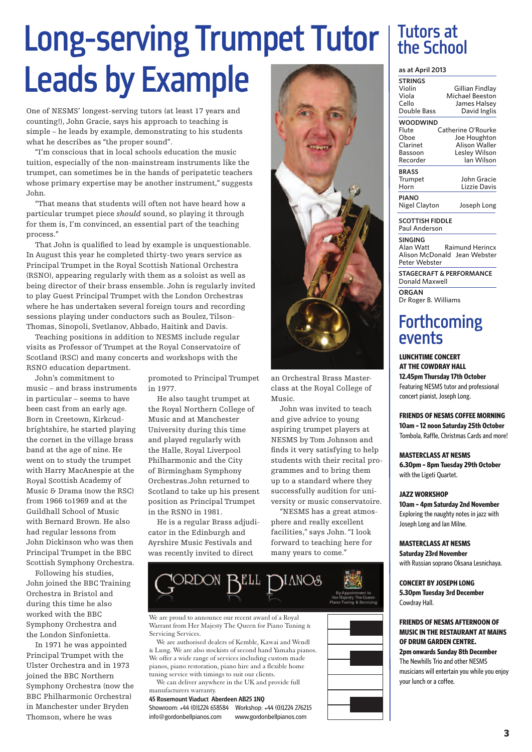# Long-serving Trumpet Tutor Leads by Example

One of NESMS' longest-serving tutors (at least 17 years and counting!), John Gracie, says his approach to teaching is simple – he leads by example, demonstrating to his students what he describes as "the proper sound".

"I'm conscious that in local schools education the music tuition, especially of the non-mainstream instruments like the trumpet, can sometimes be in the hands of peripatetic teachers whose primary expertise may be another instrument," suggests John.

"That means that students will often not have heard how a particular trumpet piece *should* sound, so playing it through for them is, I'm convinced, an essential part of the teaching process."

That John is qualified to lead by example is unquestionable. In August this year he completed thirty-two years service as Principal Trumpet in the Royal Scottish National Orchestra (RSNO), appearing regularly with them as a soloist as well as being director of their brass ensemble. John is regularly invited to play Guest Principal Trumpet with the London Orchestras where he has undertaken several foreign tours and recording sessions playing under conductors such as Boulez, Tilson-Thomas, Sinopoli, Svetlanov, Abbado, Haitink and Davis.

Teaching positions in addition to NESMS include regular visits as Professor of Trumpet at the Royal Conservatoire of Scotland (RSC) and many concerts and workshops with the RSNO education department.

John's commitment to music – and brass instruments in particular – seems to have been cast from an early age. Born in Creetown, Kirkcudbrightshire, he started playing the cornet in the village brass band at the age of nine. He went on to study the trumpet with Harry MacAnespie at the Royal Scottish Academy of Music & Drama (now the RSC) from 1966 to1969 and at the Guildhall School of Music with Bernard Brown. He also had regular lessons from John Dickinson who was then Principal Trumpet in the BBC Scottish Symphony Orchestra.

Following his studies, John joined the BBC Training Orchestra in Bristol and during this time he also worked with the BBC Symphony Orchestra and the London Sinfonietta.

In 1971 he was appointed Principal Trumpet with the Ulster Orchestra and in 1973 joined the BBC Northern Symphony Orchestra (now the BBC Philharmonic Orchestra) in Manchester under Bryden Thomson, where he was promoted to Principal Trumpet in 1977.

He also taught trumpet at the Royal Northern College of Music at Manchester University during this time and played regularly with the Halle, Royal Liverpool Philharmonic and the City of Birmingham Symphony Orchestras.John returned to Scotland to take up his present position as Principal Trumpet in the RSNO in 1981.

He is a regular Brass adjudicator in the Edinburgh and Ayrshire Music Festivals and was recently invited to direct an Orchestral Brass Masterclass at the Royal College of Music.

John was invited to teach and give advice to young aspiring trumpet players at NESMS by Tom Johnson and finds it very satisfying to help students with their recital programmes and to bring them up to a standard where they successfully audition for university or music conservatoire.

"NESMS has a great atmosphere and really excellent facilities," says John. "I look forward to teaching here for many years to come."

## Gordon Bell Pianos

By Appointment to Her Majesty The Queen Piano Tuning & Servicing

We are proud to announce our recent award of a Royal Warrant from Her Majesty The Queen for Piano Tuning & Servicing Services.

We are authorised dealers of Kemble, Kawai and Wendl & Lung. We are also stockists of second hand Yamaha pianos. We offer a wide range of services including custom made pianos, piano restoration, piano hire and a flexible home tuning service with timings to suit our clients.

We can deliver anywhere in the UK and provide full manufacturers warranty.

**45 Rosemount Viaduct Aberdeen AB25 1NQ**
Showroom: +44 (0)1224 658584 Workshop: +44 (0)1224 276215
info@gordonbellpianos.com www.gordonbellpianos.com

## Tutors at the School

**as at April 2013**

**STRINGS**
- Violin – Gillian Findlay
- Viola – Michael Beeston
- Cello – James Halsey
- Double Bass – David Inglis

**WOODWIND**
- Flute – Catherine O'Rourke
- Oboe – Joe Houghton
- Clarinet – Alison Waller
- Bassoon – Lesley Wilson
- Recorder – Ian Wilson

**BRASS**
- Trumpet – John Gracie
- Horn – Lizzie Davis

**PIANO**
Nigel Clayton, Joseph Long

**SCOTTISH FIDDLE**
Paul Anderson

**SINGING**
Alan Watt, Raimund Herincx, Alison McDonald, Jean Webster, Peter Webster

**STAGECRAFT & PERFORMANCE**
Donald Maxwell

**ORGAN**
Dr Roger B. Williams

## Forthcoming events

**LUNCHTIME CONCERT AT THE COWDRAY HALL**
**12.45pm Thursday 17th October**
Featuring NESMS tutor and professional concert pianist, Joseph Long.

**FRIENDS OF NESMS COFFEE MORNING**
**10am – 12 noon Saturday 25th October**
Tombola, Raffle, Christmas Cards and more!

**MASTERCLASS AT NESMS**
**6.30pm – 8pm Tuesday 29th October**
with the Ligeti Quartet.

**JAZZ WORKSHOP**
**10am – 4pm Saturday 2nd November**
Exploring the naughty notes in jazz with Joseph Long and Ian Milne.

**MASTERCLASS AT NESMS**
**Saturday 23rd November**
with Russian soprano Oksana Lesnichaya.

**CONCERT BY JOSEPH LONG**
**5.30pm Tuesday 3rd December**
Cowdray Hall.

**FRIENDS OF NESMS AFTERNOON OF MUSIC IN THE RESTAURANT AT MAINS OF DRUM GARDEN CENTRE.**
**2pm onwards Sunday 8th December**
The Newhills Trio and other NESMS musicians will entertain you while you enjoy your lunch or a coffee.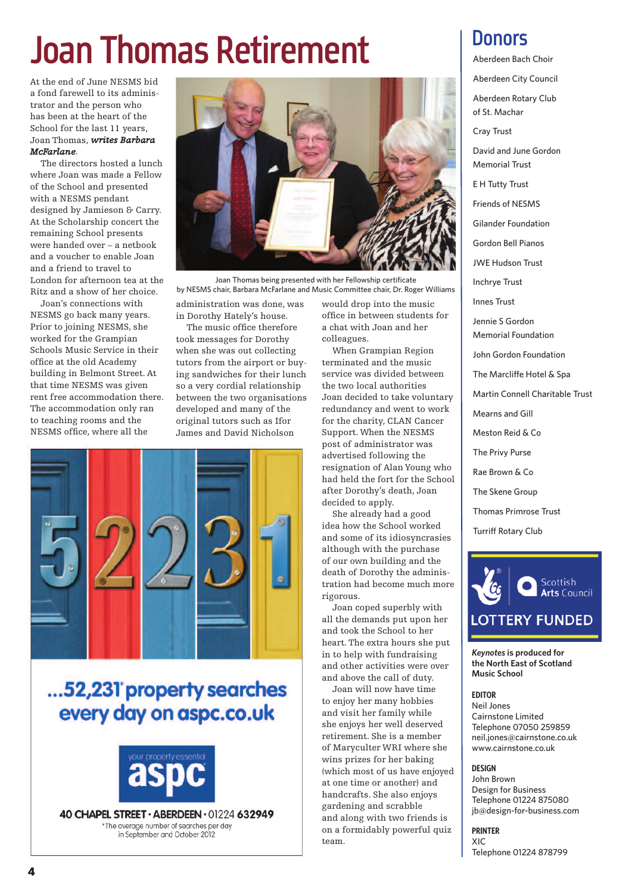# Joan Thomas Retirement

At the end of June NESMS bid a fond farewell to its administrator and the person who has been at the heart of the School for the last 11 years, Joan Thomas, ***writes Barbara McFarlane***.

The directors hosted a lunch where Joan was made a Fellow of the School and presented with a NESMS pendant designed by Jamieson & Carry. At the Scholarship concert the remaining School presents were handed over – a netbook and a voucher to enable Joan and a friend to travel to London for afternoon tea at the Ritz and a show of her choice.

Joan Thomas being presented with her Fellowship certificate by NESMS chair, Barbara McFarlane and Music Committee chair, Dr. Roger Williams

Joan's connections with NESMS go back many years. Prior to joining NESMS, she worked for the Grampian Schools Music Service in their office at the old Academy building in Belmont Street. At that time NESMS was given rent free accommodation there. The accommodation only ran to teaching rooms and the NESMS office, where all the administration was done, was in Dorothy Hately's house.

The music office therefore took messages for Dorothy when she was out collecting tutors from the airport or buying sandwiches for their lunch so a very cordial relationship between the two organisations developed and many of the original tutors such as Ifor James and David Nicholson would drop into the music office in between students for a chat with Joan and her colleagues.

When Grampian Region terminated and the music service was divided between the two local authorities Joan decided to take voluntary redundancy and went to work for the charity, CLAN Cancer Support. When the NESMS post of administrator was advertised following the resignation of Alan Young who had held the fort for the School after Dorothy's death, Joan decided to apply.

She already had a good idea how the School worked and some of its idiosyncrasies although with the purchase of our own building and the death of Dorothy the administration had become much more rigorous.

Joan coped superbly with all the demands put upon her and took the School to her heart. The extra hours she put in to help with fundraising and other activities were over and above the call of duty.

Joan will now have time to enjoy her many hobbies and visit her family while she enjoys her well deserved retirement. She is a member of Maryculter WRI where she wins prizes for her baking (which most of us have enjoyed at one time or another) and handcrafts. She also enjoys gardening and scrabble and along with two friends is on a formidably powerful quiz team.

...52,231* property searches every day on aspc.co.uk

your property essential aspc

40 CHAPEL STREET · ABERDEEN · 01224 632949

*The average number of searches per day in September and October 2012

## Donors

- Aberdeen Bach Choir
- Aberdeen City Council
- Aberdeen Rotary Club of St. Machar
- Cray Trust
- David and June Gordon Memorial Trust
- E H Tutty Trust
- Friends of NESMS
- Gilander Foundation
- Gordon Bell Pianos
- JWE Hudson Trust
- Inchrye Trust
- Innes Trust
- Jennie S Gordon Memorial Foundation
- John Gordon Foundation
- The Marcliffe Hotel & Spa
- Martin Connell Charitable Trust
- Mearns and Gill
- Meston Reid & Co
- The Privy Purse
- Rae Brown & Co
- The Skene Group
- Thomas Primrose Trust
- Turriff Rotary Club

Scottish Arts Council
LOTTERY FUNDED

***Keynotes*** **is produced for the North East of Scotland Music School**

**EDITOR**
Neil Jones
Cairnstone Limited
Telephone 07050 259859
neil.jones@cairnstone.co.uk
www.cairnstone.co.uk

**DESIGN**
John Brown
Design for Business
Telephone 01224 875080
jb@design-for-business.com

**PRINTER**
XIC
Telephone 01224 878799